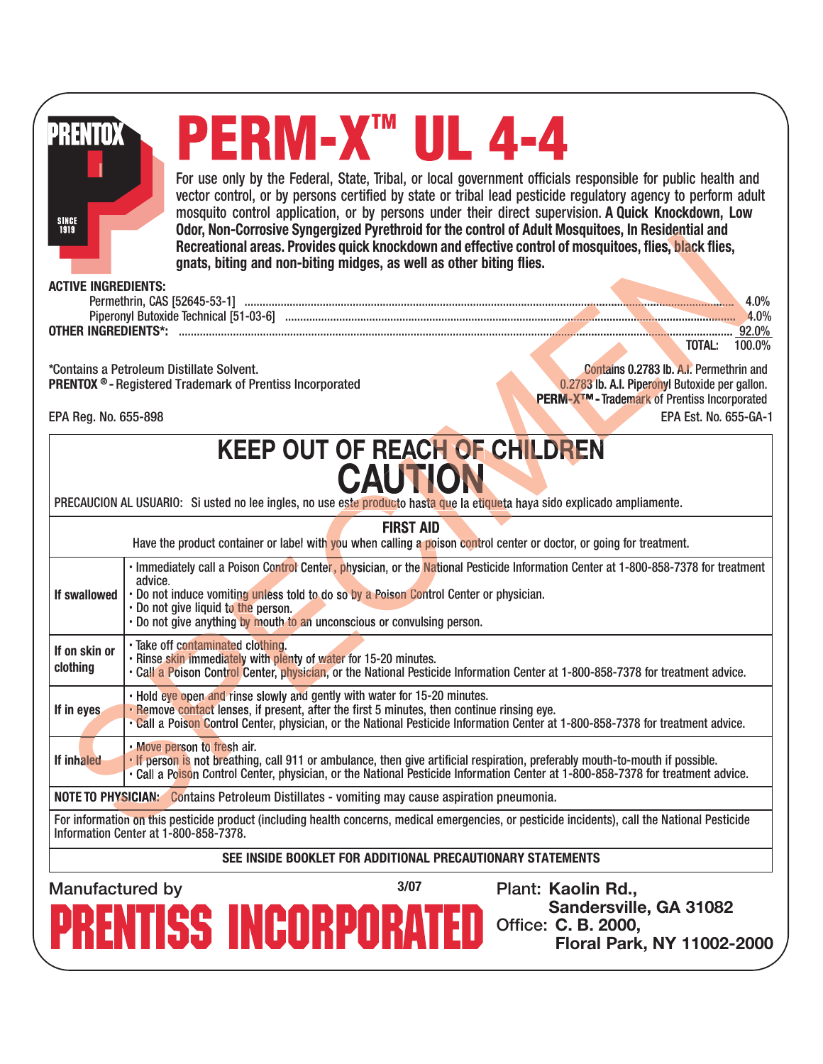PRENTOX

SINCE 1919

# PERM-X™ UL 4-4

For use only by the Federal, State, Tribal, or local government officials responsible for public health and vector control, or by persons certified by state or tribal lead pesticide regulatory agency to perform adult mosquito control application, or by persons under their direct supervision. **A Quick Knockdown, Low Odor, Non-Corrosive Syngergized Pyrethroid for the control of Adult Mosquitoes, In Residential and Recreational areas. Provides quick knockdown and effective control of mosquitoes, flies, black flies, gnats, biting and non-biting midges, as well as other biting flies.**

**ACTIVE INGREDIENTS:**

| | |
|---|---|
| Permethrin, CAS [52645-53-1] | 4.0% |
| Piperonyl Butoxide Technical [51-03-6] | 4.0% |
| **OTHER INGREDIENTS*:** | 92.0% |
| TOTAL: | 100.0% |

*Contains a Petroleum Distillate Solvent.

**PRENTOX ®** - Registered Trademark of Prentiss Incorporated

Contains 0.2783 lb. A.I. Permethrin and 0.2783 lb. A.I. Piperonyl Butoxide per gallon.

**PERM-X™** - Trademark of Prentiss Incorporated

EPA Reg. No. 655-898

EPA Est. No. 655-GA-1

## KEEP OUT OF REACH OF CHILDREN

## CAUTION

PRECAUCION AL USUARIO: Si usted no lee ingles, no use este producto hasta que la etiqueta haya sido explicado ampliamente.

### FIRST AID

Have the product container or label with you when calling a poison control center or doctor, or going for treatment.

| | |
|---|---|
| **If swallowed** | • Immediately call a Poison Control Center, physician, or the National Pesticide Information Center at 1-800-858-7378 for treatment advice.<br>• Do not induce vomiting unless told to do so by a Poison Control Center or physician.<br>• Do not give liquid to the person.<br>• Do not give anything by mouth to an unconscious or convulsing person. |
| **If on skin or clothing** | • Take off contaminated clothing.<br>• Rinse skin immediately with plenty of water for 15-20 minutes.<br>• Call a Poison Control Center, physician, or the National Pesticide Information Center at 1-800-858-7378 for treatment advice. |
| **If in eyes** | • Hold eye open and rinse slowly and gently with water for 15-20 minutes.<br>• Remove contact lenses, if present, after the first 5 minutes, then continue rinsing eye.<br>• Call a Poison Control Center, physician, or the National Pesticide Information Center at 1-800-858-7378 for treatment advice. |
| **If inhaled** | • Move person to fresh air.<br>• If person is not breathing, call 911 or ambulance, then give artificial respiration, preferably mouth-to-mouth if possible.<br>• Call a Poison Control Center, physician, or the National Pesticide Information Center at 1-800-858-7378 for treatment advice. |

**NOTE TO PHYSICIAN:** Contains Petroleum Distillates - vomiting may cause aspiration pneumonia.

For information on this pesticide product (including health concerns, medical emergencies, or pesticide incidents), call the National Pesticide Information Center at 1-800-858-7378.

**SEE INSIDE BOOKLET FOR ADDITIONAL PRECAUTIONARY STATEMENTS**

Manufactured by

3/07

# PRENTISS INCORPORATED

Plant: **Kaolin Rd., Sandersville, GA 31082**

Office: **C. B. 2000, Floral Park, NY 11002-2000**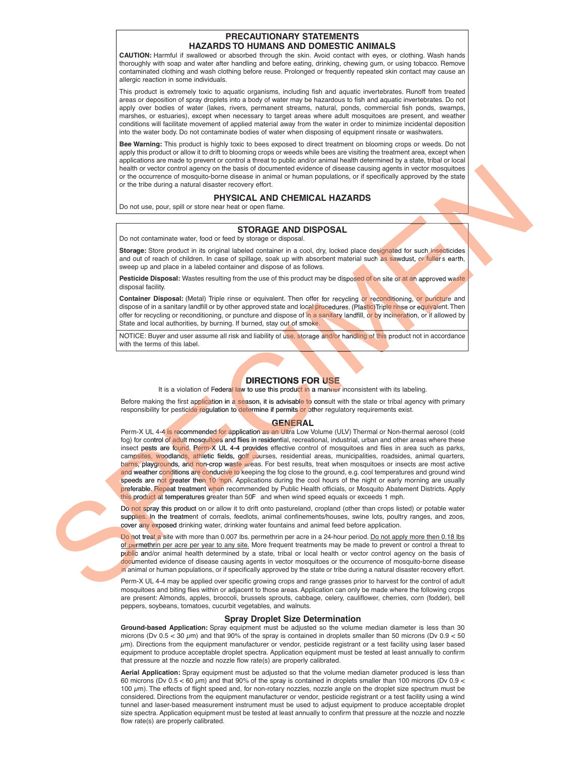## PRECAUTIONARY STATEMENTS
## HAZARDS TO HUMANS AND DOMESTIC ANIMALS

**CAUTION:** Harmful if swallowed or absorbed through the skin. Avoid contact with eyes, or clothing. Wash hands thoroughly with soap and water after handling and before eating, drinking, chewing gum, or using tobacco. Remove contaminated clothing and wash clothing before reuse. Prolonged or frequently repeated skin contact may cause an allergic reaction in some individuals.

This product is extremely toxic to aquatic organisms, including fish and aquatic invertebrates. Runoff from treated areas or deposition of spray droplets into a body of water may be hazardous to fish and aquatic invertebrates. Do not apply over bodies of water (lakes, rivers, permanent streams, natural, ponds, commercial fish ponds, swamps, marshes, or estuaries), except when necessary to target areas where adult mosquitoes are present, and weather conditions will facilitate movement of applied material away from the water in order to minimize incidental deposition into the water body. Do not contaminate bodies of water when disposing of equipment rinsate or washwaters.

**Bee Warning:** This product is highly toxic to bees exposed to direct treatment on blooming crops or weeds. Do not apply this product or allow it to drift to blooming crops or weeds while bees are visiting the treatment area, except when applications are made to prevent or control a threat to public and/or animal health determined by a state, tribal or local health or vector control agency on the basis of documented evidence of disease causing agents in vector mosquitoes or the occurrence of mosquito-borne disease in animal or human populations, or if specifically approved by the state or the tribe during a natural disaster recovery effort.

## PHYSICAL AND CHEMICAL HAZARDS

Do not use, pour, spill or store near heat or open flame.

## STORAGE AND DISPOSAL

Do not contaminate water, food or feed by storage or disposal.

**Storage:** Store product in its original labeled container in a cool, dry, locked place designated for such insecticides and out of reach of children. In case of spillage, soak up with absorbent material such as sawdust, or fuller's earth, sweep up and place in a labeled container and dispose of as follows.

**Pesticide Disposal:** Wastes resulting from the use of this product may be disposed of on site or at an approved waste disposal facility.

**Container Disposal:** (Metal) Triple rinse or equivalent. Then offer for recycling or reconditioning, or puncture and dispose of in a sanitary landfill or by other approved state and local procedures. (Plastic) Triple rinse or equivalent. Then offer for recycling or reconditioning, or puncture and dispose of in a sanitary landfill, or by incineration, or if allowed by State and local authorities, by burning. If burned, stay out of smoke.

NOTICE: Buyer and user assume all risk and liability of use, storage and/or handling of this product not in accordance with the terms of this label.

## DIRECTIONS FOR USE

It is a violation of Federal law to use this product in a manner inconsistent with its labeling.

Before making the first application in a season, it is advisable to consult with the state or tribal agency with primary responsibility for pesticide regulation to determine if permits or other regulatory requirements exist.

### GENERAL

Perm-X UL 4-4 is recommended for application as an Ultra Low Volume (ULV) Thermal or Non-thermal aerosol (cold fog) for control of adult mosquitoes and flies in residential, recreational, industrial, urban and other areas where these insect pests are found. Perm-X UL 4-4 provides effective control of mosquitoes and flies in area such as parks, campsites, woodlands, athletic fields, golf courses, residential areas, municipalities, roadsides, animal quarters, barns, playgrounds, and non-crop waste areas. For best results, treat when mosquitoes or insects are most active and weather conditions are conducive to keeping the fog close to the ground, e.g. cool temperatures and ground wind speeds are not greater then 10 mph. Applications during the cool hours of the night or early morning are usually preferable. Repeat treatment when recommended by Public Health officials, or Mosquito Abatement Districts. Apply this product at temperatures greater than 50F and when wind speed equals or exceeds 1 mph.

Do not spray this product on or allow it to drift onto pastureland, cropland (other than crops listed) or potable water supplies. In the treatment of corrals, feedlots, animal confinements/houses, swine lots, poultry ranges, and zoos, cover any exposed drinking water, drinking water fountains and animal feed before application.

Do not treat a site with more than 0.007 lbs. permethrin per acre in a 24-hour period. Do not apply more then 0.18 lbs of permethrin per acre per year to any site. More frequent treatments may be made to prevent or control a threat to public and/or animal health determined by a state, tribal or local health or vector control agency on the basis of documented evidence of disease causing agents in vector mosquitoes or the occurrence of mosquito-borne disease in animal or human populations, or if specifically approved by the state or tribe during a natural disaster recovery effort.

Perm-X UL 4-4 may be applied over specific growing crops and range grasses prior to harvest for the control of adult mosquitoes and biting flies within or adjacent to those areas. Application can only be made where the following crops are present: Almonds, apples, broccoli, brussels sprouts, cabbage, celery, cauliflower, cherries, corn (fodder), bell peppers, soybeans, tomatoes, cucurbit vegetables, and walnuts.

### Spray Droplet Size Determination

**Ground-based Application:** Spray equipment must be adjusted so the volume median diameter is less than 30 microns (Dv 0.5 < 30 $\mu$m) and that 90% of the spray is contained in droplets smaller than 50 microns (Dv 0.9 < 50 $\mu$m). Directions from the equipment manufacturer or vendor, pesticide registrant or a test facility using laser based equipment to produce acceptable droplet spectra. Application equipment must be tested at least annually to confirm that pressure at the nozzle and nozzle flow rate(s) are properly calibrated.

**Aerial Application:** Spray equipment must be adjusted so that the volume median diameter produced is less than 60 microns (Dv 0.5 < 60 $\mu$m) and that 90% of the spray is contained in droplets smaller than 100 microns (Dv 0.9 < 100 $\mu$m). The effects of flight speed and, for non-rotary nozzles, nozzle angle on the droplet size spectrum must be considered. Directions from the equipment manufacturer or vendor, pesticide registrant or a test facility using a wind tunnel and laser-based measurement instrument must be used to adjust equipment to produce acceptable droplet size spectra. Application equipment must be tested at least annually to confirm that pressure at the nozzle and nozzle flow rate(s) are properly calibrated.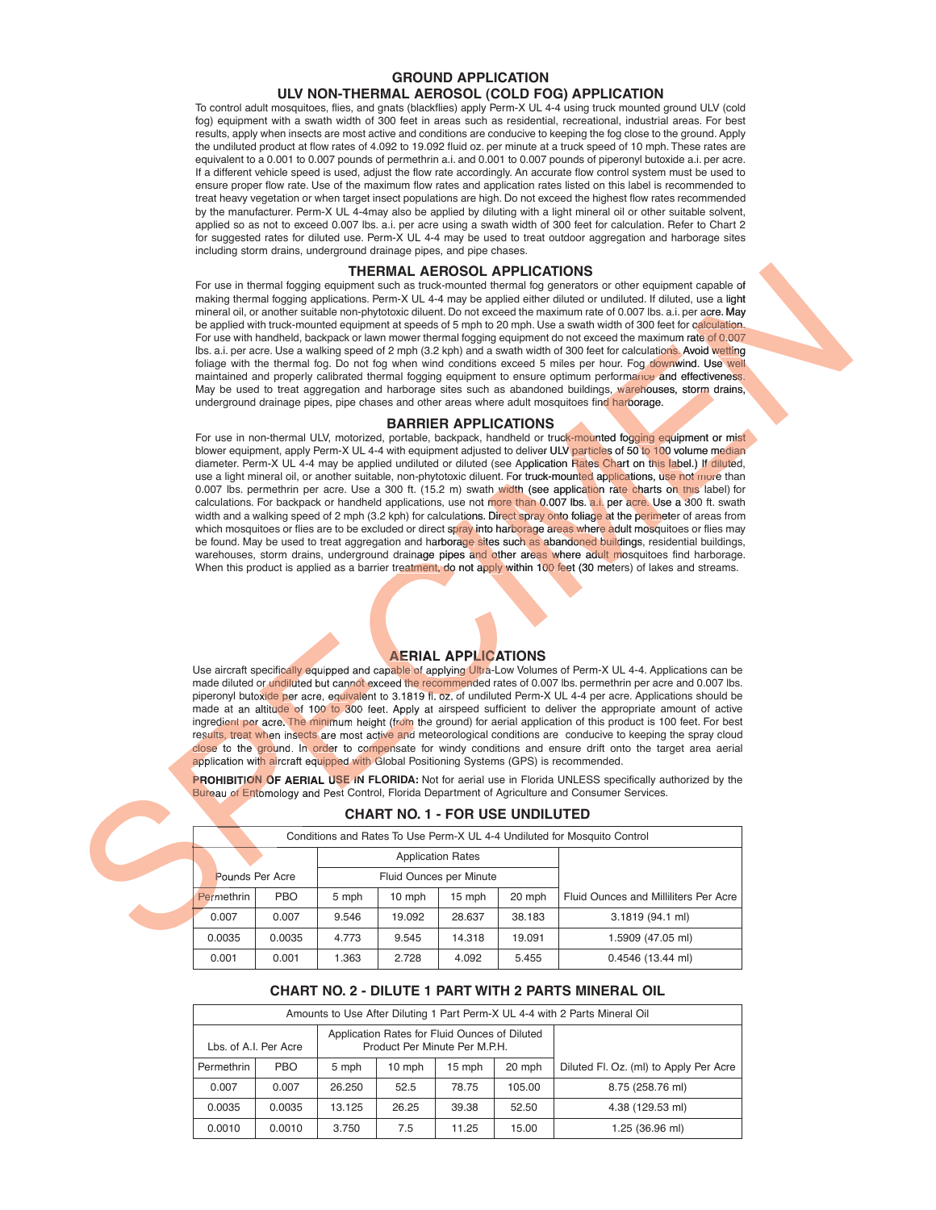## GROUND APPLICATION

## ULV NON-THERMAL AEROSOL (COLD FOG) APPLICATION

To control adult mosquitoes, flies, and gnats (blackflies) apply Perm-X UL 4-4 using truck mounted ground ULV (cold fog) equipment with a swath width of 300 feet in areas such as residential, recreational, industrial areas. For best results, apply when insects are most active and conditions are conducive to keeping the fog close to the ground. Apply the undiluted product at flow rates of 4.092 to 19.092 fluid oz. per minute at a truck speed of 10 mph. These rates are equivalent to a 0.001 to 0.007 pounds of permethrin a.i. and 0.001 to 0.007 pounds of piperonyl butoxide a.i. per acre. If a different vehicle speed is used, adjust the flow rate accordingly. An accurate flow control system must be used to ensure proper flow rate. Use of the maximum flow rates and application rates listed on this label is recommended to treat heavy vegetation or when target insect populations are high. Do not exceed the highest flow rates recommended by the manufacturer. Perm-X UL 4-4may also be applied by diluting with a light mineral oil or other suitable solvent, applied so as not to exceed 0.007 lbs. a.i. per acre using a swath width of 300 feet for calculation. Refer to Chart 2 for suggested rates for diluted use. Perm-X UL 4-4 may be used to treat outdoor aggregation and harborage sites including storm drains, underground drainage pipes, and pipe chases.

## THERMAL AEROSOL APPLICATIONS

For use in thermal fogging equipment such as truck-mounted thermal fog generators or other equipment capable of making thermal fogging applications. Perm-X UL 4-4 may be applied either diluted or undiluted. If diluted, use a light mineral oil, or another suitable non-phytotoxic diluent. Do not exceed the maximum rate of 0.007 lbs. a.i. per acre. May be applied with truck-mounted equipment at speeds of 5 mph to 20 mph. Use a swath width of 300 feet for calculation. For use with handheld, backpack or lawn mower thermal fogging equipment do not exceed the maximum rate of 0.007 lbs. a.i. per acre. Use a walking speed of 2 mph (3.2 kph) and a swath width of 300 feet for calculations. Avoid wetting foliage with the thermal fog. Do not fog when wind conditions exceed 5 miles per hour. Fog downwind. Use well maintained and properly calibrated thermal fogging equipment to ensure optimum performance and effectiveness. May be used to treat aggregation and harborage sites such as abandoned buildings, warehouses, storm drains, underground drainage pipes, pipe chases and other areas where adult mosquitoes find harborage.

## BARRIER APPLICATIONS

For use in non-thermal ULV, motorized, portable, backpack, handheld or truck-mounted fogging equipment or mist blower equipment, apply Perm-X UL 4-4 with equipment adjusted to deliver ULV particles of 50 to 100 volume median diameter. Perm-X UL 4-4 may be applied undiluted or diluted (see Application Rates Chart on this label.) If diluted, use a light mineral oil, or another suitable, non-phytotoxic diluent. For truck-mounted applications, use not more than 0.007 lbs. permethrin per acre. Use a 300 ft. (15.2 m) swath width (see application rate charts on this label) for calculations. For backpack or handheld applications, use not more than 0.007 lbs. a.i. per acre. Use a 300 ft. swath width and a walking speed of 2 mph (3.2 kph) for calculations. Direct spray onto foliage at the perimeter of areas from which mosquitoes or flies are to be excluded or direct spray into harborage areas where adult mosquitoes or flies may be found. May be used to treat aggregation and harborage sites such as abandoned buildings, residential buildings, warehouses, storm drains, underground drainage pipes and other areas where adult mosquitoes find harborage. When this product is applied as a barrier treatment, do not apply within 100 feet (30 meters) of lakes and streams.

## AERIAL APPLICATIONS

Use aircraft specifically equipped and capable of applying Ultra-Low Volumes of Perm-X UL 4-4. Applications can be made diluted or undiluted but cannot exceed the recommended rates of 0.007 lbs. permethrin per acre and 0.007 lbs. piperonyl butoxide per acre, equivalent to 3.1819 fl. oz. of undiluted Perm-X UL 4-4 per acre. Applications should be made at an altitude of 100 to 300 feet. Apply at airspeed sufficient to deliver the appropriate amount of active ingredient per acre. The minimum height (from the ground) for aerial application of this product is 100 feet. For best results, treat when insects are most active and meteorological conditions are conducive to keeping the spray cloud close to the ground. In order to compensate for windy conditions and ensure drift onto the target area aerial application with aircraft equipped with Global Positioning Systems (GPS) is recommended.

**PROHIBITION OF AERIAL USE IN FLORIDA:** Not for aerial use in Florida UNLESS specifically authorized by the Bureau of Entomology and Pest Control, Florida Department of Agriculture and Consumer Services.

### CHART NO. 1 - FOR USE UNDILUTED

| Conditions and Rates To Use Perm-X UL 4-4 Undiluted for Mosquito Control | | | | | | |
|---|---|---|---|---|---|---|
| | | Application Rates | | | | |
| Pounds Per Acre | | Fluid Ounces per Minute | | | | |
| Permethrin | PBO | 5 mph | 10 mph | 15 mph | 20 mph | Fluid Ounces and Milliliters Per Acre |
| 0.007 | 0.007 | 9.546 | 19.092 | 28.637 | 38.183 | 3.1819 (94.1 ml) |
| 0.0035 | 0.0035 | 4.773 | 9.545 | 14.318 | 19.091 | 1.5909 (47.05 ml) |
| 0.001 | 0.001 | 1.363 | 2.728 | 4.092 | 5.455 | 0.4546 (13.44 ml) |

### CHART NO. 2 - DILUTE 1 PART WITH 2 PARTS MINERAL OIL

| Amounts to Use After Diluting 1 Part Perm-X UL 4-4 with 2 Parts Mineral Oil | | | | | | |
|---|---|---|---|---|---|---|
| Lbs. of A.I. Per Acre | | Application Rates for Fluid Ounces of Diluted Product Per Minute Per M.P.H. | | | | |
| Permethrin | PBO | 5 mph | 10 mph | 15 mph | 20 mph | Diluted Fl. Oz. (ml) to Apply Per Acre |
| 0.007 | 0.007 | 26.250 | 52.5 | 78.75 | 105.00 | 8.75 (258.76 ml) |
| 0.0035 | 0.0035 | 13.125 | 26.25 | 39.38 | 52.50 | 4.38 (129.53 ml) |
| 0.0010 | 0.0010 | 3.750 | 7.5 | 11.25 | 15.00 | 1.25 (36.96 ml) |